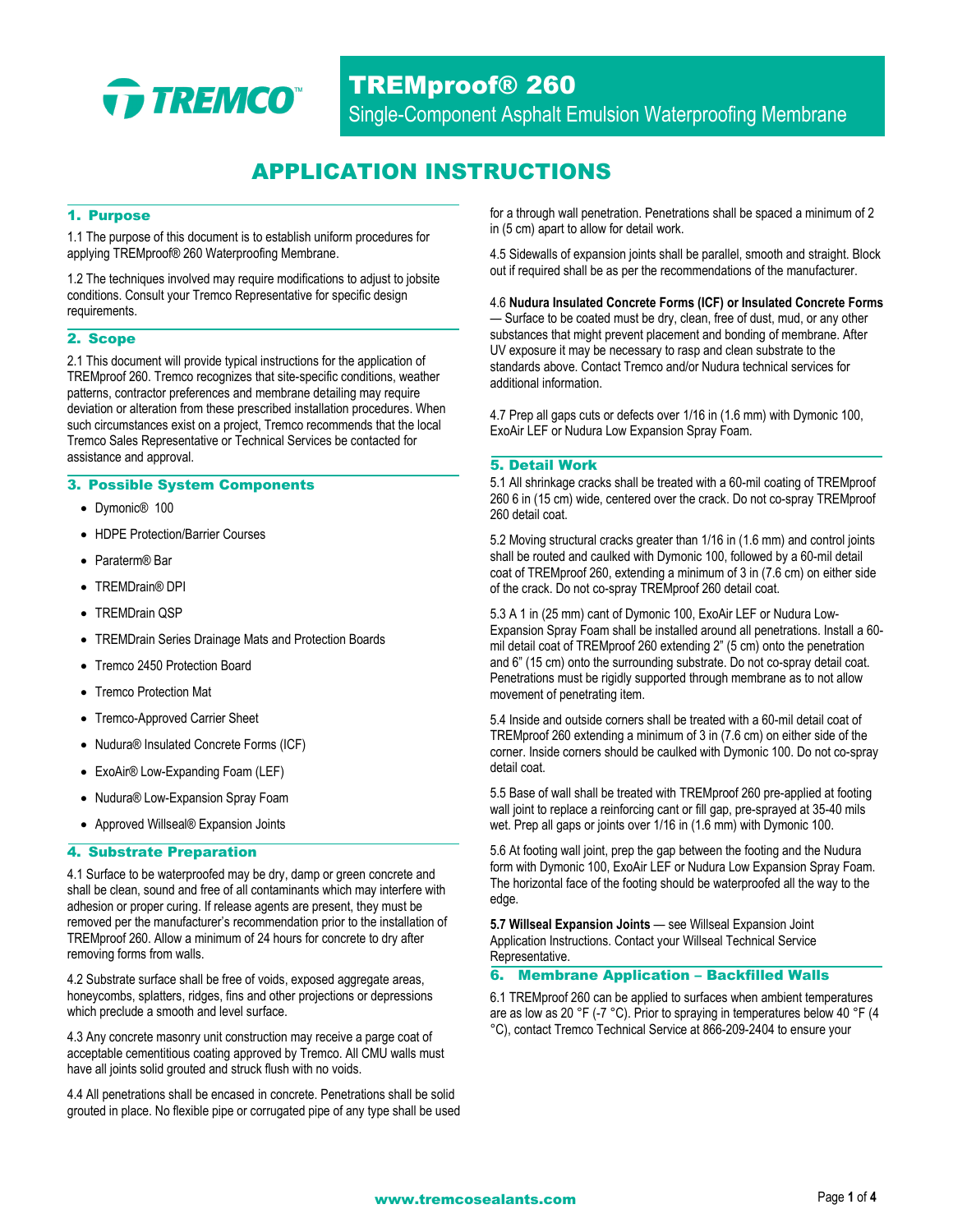# TREMproof® 260

Single-Component Asphalt Emulsion Waterproofing Membrane

## APPLICATION INSTRUCTIONS

### 1. Purpose

1.1 The purpose of this document is to establish uniform procedures for applying TREMproof® 260 Waterproofing Membrane.

1.2 The techniques involved may require modifications to adjust to jobsite conditions. Consult your Tremco Representative for specific design requirements.

### 2. Scope

2.1 This document will provide typical instructions for the application of TREMproof 260. Tremco recognizes that site-specific conditions, weather patterns, contractor preferences and membrane detailing may require deviation or alteration from these prescribed installation procedures. When such circumstances exist on a project, Tremco recommends that the local Tremco Sales Representative or Technical Services be contacted for assistance and approval.

### 3. Possible System Components

- Dymonic® 100
- HDPE Protection/Barrier Courses
- Paraterm® Bar
- TREMDrain® DPI
- TREMDrain QSP
- TREMDrain Series Drainage Mats and Protection Boards
- Tremco 2450 Protection Board
- Tremco Protection Mat
- Tremco-Approved Carrier Sheet
- Nudura® Insulated Concrete Forms (ICF)
- ExoAir® Low-Expanding Foam (LEF)
- Nudura® Low-Expansion Spray Foam
- Approved Willseal® Expansion Joints

### 4. Substrate Preparation

4.1 Surface to be waterproofed may be dry, damp or green concrete and shall be clean, sound and free of all contaminants which may interfere with adhesion or proper curing. If release agents are present, they must be removed per the manufacturer's recommendation prior to the installation of TREMproof 260. Allow a minimum of 24 hours for concrete to dry after removing forms from walls.

4.2 Substrate surface shall be free of voids, exposed aggregate areas, honeycombs, splatters, ridges, fins and other projections or depressions which preclude a smooth and level surface.

4.3 Any concrete masonry unit construction may receive a parge coat of acceptable cementitious coating approved by Tremco. All CMU walls must have all joints solid grouted and struck flush with no voids.

4.4 All penetrations shall be encased in concrete. Penetrations shall be solid grouted in place. No flexible pipe or corrugated pipe of any type shall be used for a through wall penetration. Penetrations shall be spaced a minimum of 2 in (5 cm) apart to allow for detail work.

4.5 Sidewalls of expansion joints shall be parallel, smooth and straight. Block out if required shall be as per the recommendations of the manufacturer.

4.6 **Nudura Insulated Concrete Forms (ICF) or Insulated Concrete Forms** — Surface to be coated must be dry, clean, free of dust, mud, or any other substances that might prevent placement and bonding of membrane. After UV exposure it may be necessary to rasp and clean substrate to the standards above. Contact Tremco and/or Nudura technical services for additional information.

4.7 Prep all gaps cuts or defects over 1/16 in (1.6 mm) with Dymonic 100, ExoAir LEF or Nudura Low Expansion Spray Foam.

### 5. Detail Work

5.1 All shrinkage cracks shall be treated with a 60-mil coating of TREMproof 260 6 in (15 cm) wide, centered over the crack. Do not co-spray TREMproof 260 detail coat.

5.2 Moving structural cracks greater than 1/16 in (1.6 mm) and control joints shall be routed and caulked with Dymonic 100, followed by a 60-mil detail coat of TREMproof 260, extending a minimum of 3 in (7.6 cm) on either side of the crack. Do not co-spray TREMproof 260 detail coat.

5.3 A 1 in (25 mm) cant of Dymonic 100, ExoAir LEF or Nudura Low-Expansion Spray Foam shall be installed around all penetrations. Install a 60-mil detail coat of TREMproof 260 extending 2" (5 cm) onto the penetration and 6" (15 cm) onto the surrounding substrate. Do not co-spray detail coat. Penetrations must be rigidly supported through membrane as to not allow movement of penetrating item.

5.4 Inside and outside corners shall be treated with a 60-mil detail coat of TREMproof 260 extending a minimum of 3 in (7.6 cm) on either side of the corner. Inside corners should be caulked with Dymonic 100. Do not co-spray detail coat.

5.5 Base of wall shall be treated with TREMproof 260 pre-applied at footing wall joint to replace a reinforcing cant or fill gap, pre-sprayed at 35-40 mils wet. Prep all gaps or joints over 1/16 in (1.6 mm) with Dymonic 100.

5.6 At footing wall joint, prep the gap between the footing and the Nudura form with Dymonic 100, ExoAir LEF or Nudura Low Expansion Spray Foam. The horizontal face of the footing should be waterproofed all the way to the edge.

**5.7 Willseal Expansion Joints** — see Willseal Expansion Joint Application Instructions. Contact your Willseal Technical Service Representative.

### 6. Membrane Application – Backfilled Walls

6.1 TREMproof 260 can be applied to surfaces when ambient temperatures are as low as 20 °F (-7 °C). Prior to spraying in temperatures below 40 °F (4 °C), contact Tremco Technical Service at 866-209-2404 to ensure your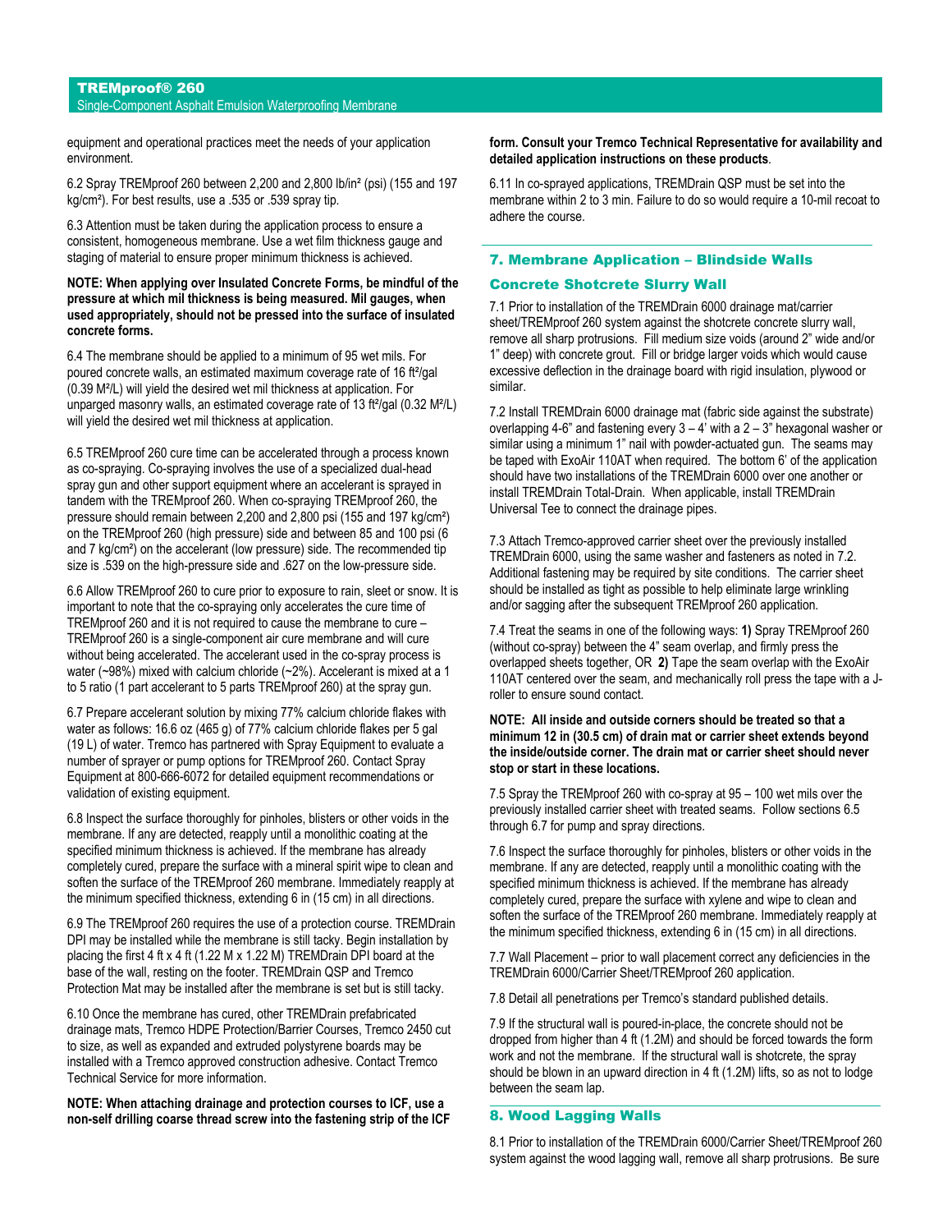equipment and operational practices meet the needs of your application environment.

6.2 Spray TREMproof 260 between 2,200 and 2,800 lb/in² (psi) (155 and 197 kg/cm²). For best results, use a .535 or .539 spray tip.

6.3 Attention must be taken during the application process to ensure a consistent, homogeneous membrane. Use a wet film thickness gauge and staging of material to ensure proper minimum thickness is achieved.

**NOTE: When applying over Insulated Concrete Forms, be mindful of the pressure at which mil thickness is being measured. Mil gauges, when used appropriately, should not be pressed into the surface of insulated concrete forms.**

6.4 The membrane should be applied to a minimum of 95 wet mils. For poured concrete walls, an estimated maximum coverage rate of 16 ft²/gal (0.39 M²/L) will yield the desired wet mil thickness at application. For unparged masonry walls, an estimated coverage rate of 13 ft²/gal (0.32 M²/L) will yield the desired wet mil thickness at application.

6.5 TREMproof 260 cure time can be accelerated through a process known as co-spraying. Co-spraying involves the use of a specialized dual-head spray gun and other support equipment where an accelerant is sprayed in tandem with the TREMproof 260. When co-spraying TREMproof 260, the pressure should remain between 2,200 and 2,800 psi (155 and 197 kg/cm²) on the TREMproof 260 (high pressure) side and between 85 and 100 psi (6 and 7 kg/cm²) on the accelerant (low pressure) side. The recommended tip size is .539 on the high-pressure side and .627 on the low-pressure side.

6.6 Allow TREMproof 260 to cure prior to exposure to rain, sleet or snow. It is important to note that the co-spraying only accelerates the cure time of TREMproof 260 and it is not required to cause the membrane to cure – TREMproof 260 is a single-component air cure membrane and will cure without being accelerated. The accelerant used in the co-spray process is water (~98%) mixed with calcium chloride (~2%). Accelerant is mixed at a 1 to 5 ratio (1 part accelerant to 5 parts TREMproof 260) at the spray gun.

6.7 Prepare accelerant solution by mixing 77% calcium chloride flakes with water as follows: 16.6 oz (465 g) of 77% calcium chloride flakes per 5 gal (19 L) of water. Tremco has partnered with Spray Equipment to evaluate a number of sprayer or pump options for TREMproof 260. Contact Spray Equipment at 800-666-6072 for detailed equipment recommendations or validation of existing equipment.

6.8 Inspect the surface thoroughly for pinholes, blisters or other voids in the membrane. If any are detected, reapply until a monolithic coating at the specified minimum thickness is achieved. If the membrane has already completely cured, prepare the surface with a mineral spirit wipe to clean and soften the surface of the TREMproof 260 membrane. Immediately reapply at the minimum specified thickness, extending 6 in (15 cm) in all directions.

6.9 The TREMproof 260 requires the use of a protection course. TREMDrain DPI may be installed while the membrane is still tacky. Begin installation by placing the first 4 ft x 4 ft (1.22 M x 1.22 M) TREMDrain DPI board at the base of the wall, resting on the footer. TREMDrain QSP and Tremco Protection Mat may be installed after the membrane is set but is still tacky.

6.10 Once the membrane has cured, other TREMDrain prefabricated drainage mats, Tremco HDPE Protection/Barrier Courses, Tremco 2450 cut to size, as well as expanded and extruded polystyrene boards may be installed with a Tremco approved construction adhesive. Contact Tremco Technical Service for more information.

**NOTE: When attaching drainage and protection courses to ICF, use a non-self drilling coarse thread screw into the fastening strip of the ICF form. Consult your Tremco Technical Representative for availability and detailed application instructions on these products**.

6.11 In co-sprayed applications, TREMDrain QSP must be set into the membrane within 2 to 3 min. Failure to do so would require a 10-mil recoat to adhere the course.

## 7. Membrane Application – Blindside Walls

### Concrete Shotcrete Slurry Wall

7.1 Prior to installation of the TREMDrain 6000 drainage mat/carrier sheet/TREMproof 260 system against the shotcrete concrete slurry wall, remove all sharp protrusions. Fill medium size voids (around 2" wide and/or 1" deep) with concrete grout. Fill or bridge larger voids which would cause excessive deflection in the drainage board with rigid insulation, plywood or similar.

7.2 Install TREMDrain 6000 drainage mat (fabric side against the substrate) overlapping 4-6" and fastening every 3 – 4' with a 2 – 3" hexagonal washer or similar using a minimum 1" nail with powder-actuated gun. The seams may be taped with ExoAir 110AT when required. The bottom 6' of the application should have two installations of the TREMDrain 6000 over one another or install TREMDrain Total-Drain. When applicable, install TREMDrain Universal Tee to connect the drainage pipes.

7.3 Attach Tremco-approved carrier sheet over the previously installed TREMDrain 6000, using the same washer and fasteners as noted in 7.2. Additional fastening may be required by site conditions. The carrier sheet should be installed as tight as possible to help eliminate large wrinkling and/or sagging after the subsequent TREMproof 260 application.

7.4 Treat the seams in one of the following ways: **1)** Spray TREMproof 260 (without co-spray) between the 4" seam overlap, and firmly press the overlapped sheets together, OR **2)** Tape the seam overlap with the ExoAir 110AT centered over the seam, and mechanically roll press the tape with a J-roller to ensure sound contact.

**NOTE: All inside and outside corners should be treated so that a minimum 12 in (30.5 cm) of drain mat or carrier sheet extends beyond the inside/outside corner. The drain mat or carrier sheet should never stop or start in these locations.**

7.5 Spray the TREMproof 260 with co-spray at 95 – 100 wet mils over the previously installed carrier sheet with treated seams. Follow sections 6.5 through 6.7 for pump and spray directions.

7.6 Inspect the surface thoroughly for pinholes, blisters or other voids in the membrane. If any are detected, reapply until a monolithic coating with the specified minimum thickness is achieved. If the membrane has already completely cured, prepare the surface with xylene and wipe to clean and soften the surface of the TREMproof 260 membrane. Immediately reapply at the minimum specified thickness, extending 6 in (15 cm) in all directions.

7.7 Wall Placement – prior to wall placement correct any deficiencies in the TREMDrain 6000/Carrier Sheet/TREMproof 260 application.

7.8 Detail all penetrations per Tremco's standard published details.

7.9 If the structural wall is poured-in-place, the concrete should not be dropped from higher than 4 ft (1.2M) and should be forced towards the form work and not the membrane. If the structural wall is shotcrete, the spray should be blown in an upward direction in 4 ft (1.2M) lifts, so as not to lodge between the seam lap.

## 8. Wood Lagging Walls

8.1 Prior to installation of the TREMDrain 6000/Carrier Sheet/TREMproof 260 system against the wood lagging wall, remove all sharp protrusions. Be sure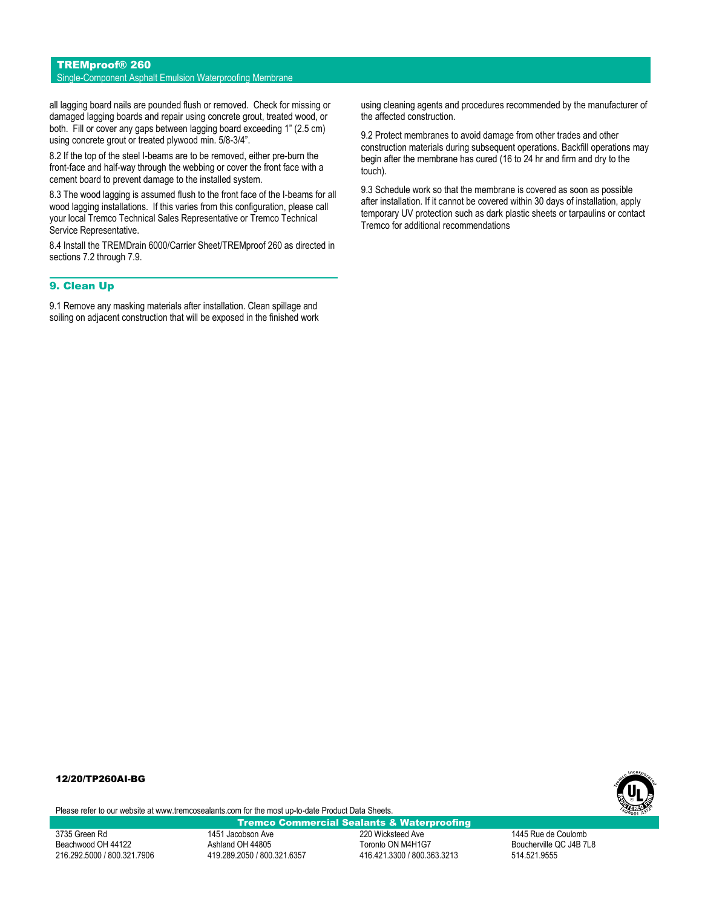all lagging board nails are pounded flush or removed. Check for missing or damaged lagging boards and repair using concrete grout, treated wood, or both. Fill or cover any gaps between lagging board exceeding 1" (2.5 cm) using concrete grout or treated plywood min. 5/8-3/4".

8.2 If the top of the steel I-beams are to be removed, either pre-burn the front-face and half-way through the webbing or cover the front face with a cement board to prevent damage to the installed system.

8.3 The wood lagging is assumed flush to the front face of the I-beams for all wood lagging installations. If this varies from this configuration, please call your local Tremco Technical Sales Representative or Tremco Technical Service Representative.

8.4 Install the TREMDrain 6000/Carrier Sheet/TREMproof 260 as directed in sections 7.2 through 7.9.

## 9. Clean Up

9.1 Remove any masking materials after installation. Clean spillage and soiling on adjacent construction that will be exposed in the finished work using cleaning agents and procedures recommended by the manufacturer of the affected construction.

9.2 Protect membranes to avoid damage from other trades and other construction materials during subsequent operations. Backfill operations may begin after the membrane has cured (16 to 24 hr and firm and dry to the touch).

9.3 Schedule work so that the membrane is covered as soon as possible after installation. If it cannot be covered within 30 days of installation, apply temporary UV protection such as dark plastic sheets or tarpaulins or contact Tremco for additional recommendations

**12/20/TP260AI-BG**

Please refer to our website at www.tremcosealants.com for the most up-to-date Product Data Sheets.

**Tremco Commercial Sealants & Waterproofing**

| | | | |
|---|---|---|---|
| 3735 Green Rd<br>Beachwood OH 44122<br>216.292.5000 / 800.321.7906 | 1451 Jacobson Ave<br>Ashland OH 44805<br>419.289.2050 / 800.321.6357 | 220 Wicksteed Ave<br>Toronto ON M4H1G7<br>416.421.3300 / 800.363.3213 | 1445 Rue de Coulomb<br>Boucherville QC J4B 7L8<br>514.521.9555 |